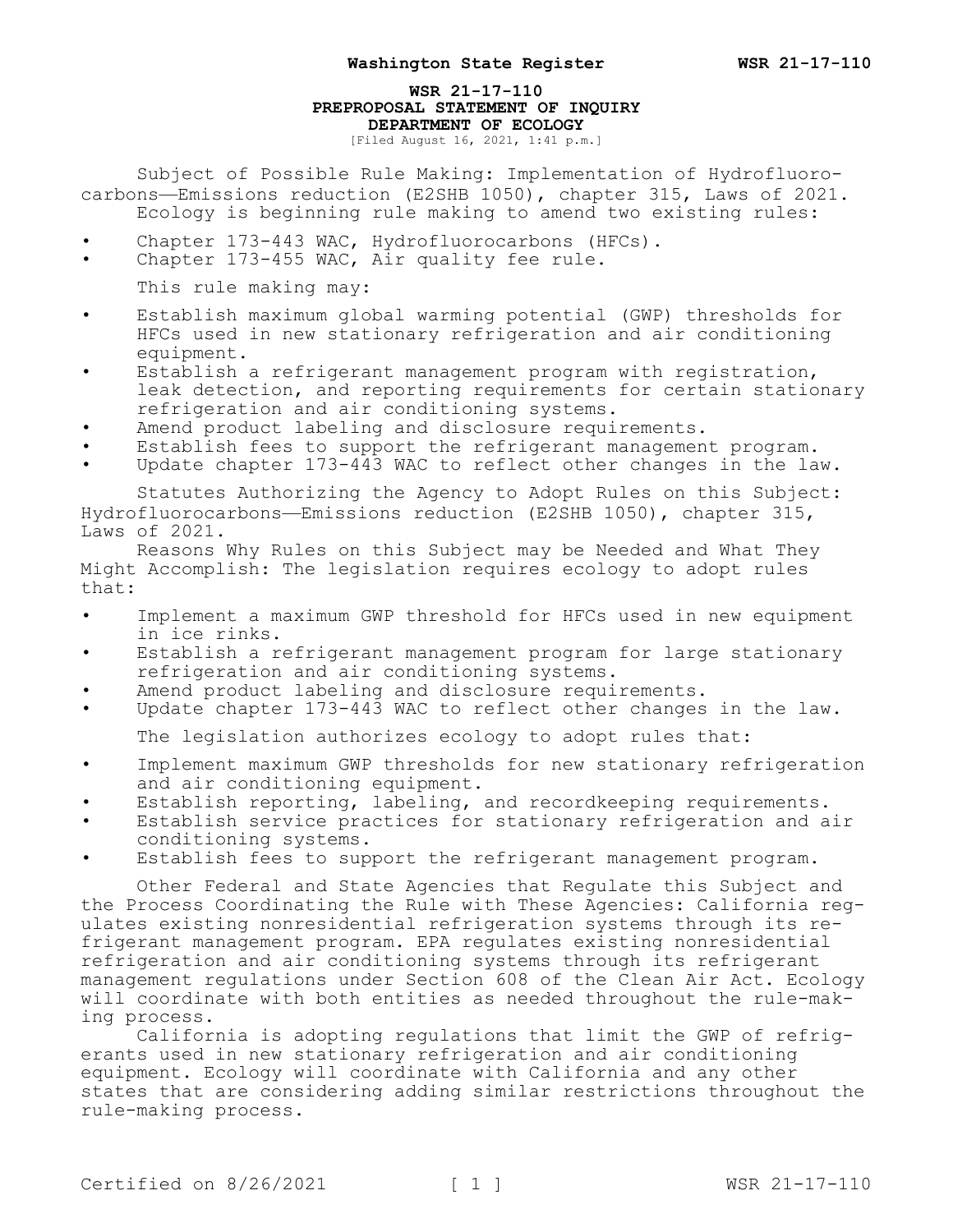# WSR 21-17-110
## PREPROPOSAL STATEMENT OF INQUIRY
## DEPARTMENT OF ECOLOGY

[Filed August 16, 2021, 1:41 p.m.]

Subject of Possible Rule Making: Implementation of Hydrofluorocarbons—Emissions reduction (E2SHB 1050), chapter 315, Laws of 2021.

Ecology is beginning rule making to amend two existing rules:

- Chapter 173-443 WAC, Hydrofluorocarbons (HFCs).
- Chapter 173-455 WAC, Air quality fee rule.

This rule making may:

- Establish maximum global warming potential (GWP) thresholds for HFCs used in new stationary refrigeration and air conditioning equipment.
- Establish a refrigerant management program with registration, leak detection, and reporting requirements for certain stationary refrigeration and air conditioning systems.
- Amend product labeling and disclosure requirements.
- Establish fees to support the refrigerant management program.
- Update chapter 173-443 WAC to reflect other changes in the law.

Statutes Authorizing the Agency to Adopt Rules on this Subject: Hydrofluorocarbons—Emissions reduction (E2SHB 1050), chapter 315, Laws of 2021.

Reasons Why Rules on this Subject may be Needed and What They Might Accomplish: The legislation requires ecology to adopt rules that:

- Implement a maximum GWP threshold for HFCs used in new equipment in ice rinks.
- Establish a refrigerant management program for large stationary refrigeration and air conditioning systems.
- Amend product labeling and disclosure requirements.
- Update chapter 173-443 WAC to reflect other changes in the law.

The legislation authorizes ecology to adopt rules that:

- Implement maximum GWP thresholds for new stationary refrigeration and air conditioning equipment.
- Establish reporting, labeling, and recordkeeping requirements.
- Establish service practices for stationary refrigeration and air conditioning systems.
- Establish fees to support the refrigerant management program.

Other Federal and State Agencies that Regulate this Subject and the Process Coordinating the Rule with These Agencies: California regulates existing nonresidential refrigeration systems through its refrigerant management program. EPA regulates existing nonresidential refrigeration and air conditioning systems through its refrigerant management regulations under Section 608 of the Clean Air Act. Ecology will coordinate with both entities as needed throughout the rule-making process.

California is adopting regulations that limit the GWP of refrigerants used in new stationary refrigeration and air conditioning equipment. Ecology will coordinate with California and any other states that are considering adding similar restrictions throughout the rule-making process.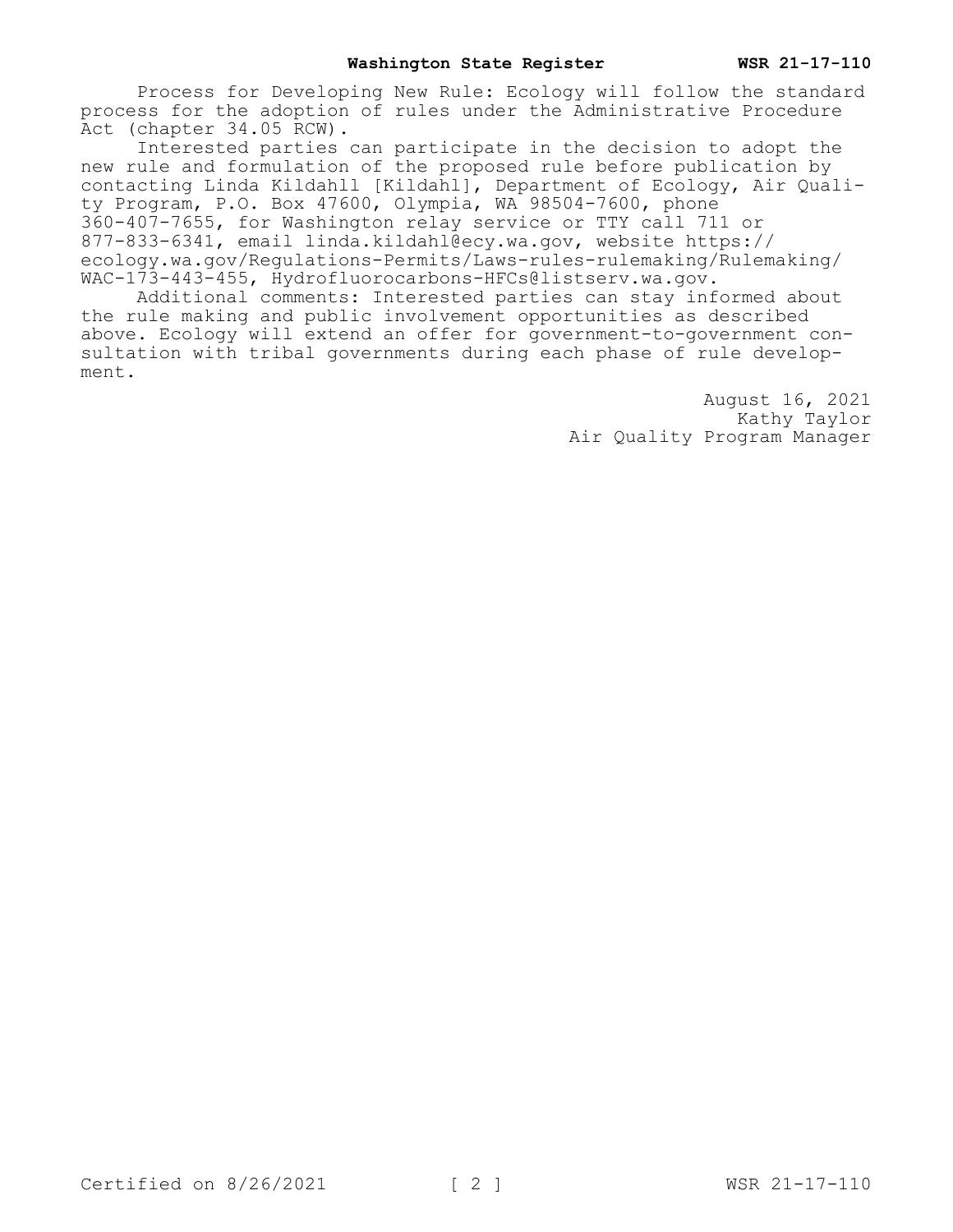Process for Developing New Rule: Ecology will follow the standard process for the adoption of rules under the Administrative Procedure Act (chapter 34.05 RCW).

Interested parties can participate in the decision to adopt the new rule and formulation of the proposed rule before publication by contacting Linda Kildahll [Kildahl], Department of Ecology, Air Quality Program, P.O. Box 47600, Olympia, WA 98504-7600, phone 360-407-7655, for Washington relay service or TTY call 711 or 877-833-6341, email linda.kildahl@ecy.wa.gov, website https://ecology.wa.gov/Regulations-Permits/Laws-rules-rulemaking/Rulemaking/WAC-173-443-455, Hydrofluorocarbons-HFCs@listserv.wa.gov.

Additional comments: Interested parties can stay informed about the rule making and public involvement opportunities as described above. Ecology will extend an offer for government-to-government consultation with tribal governments during each phase of rule development.

August 16, 2021
Kathy Taylor
Air Quality Program Manager